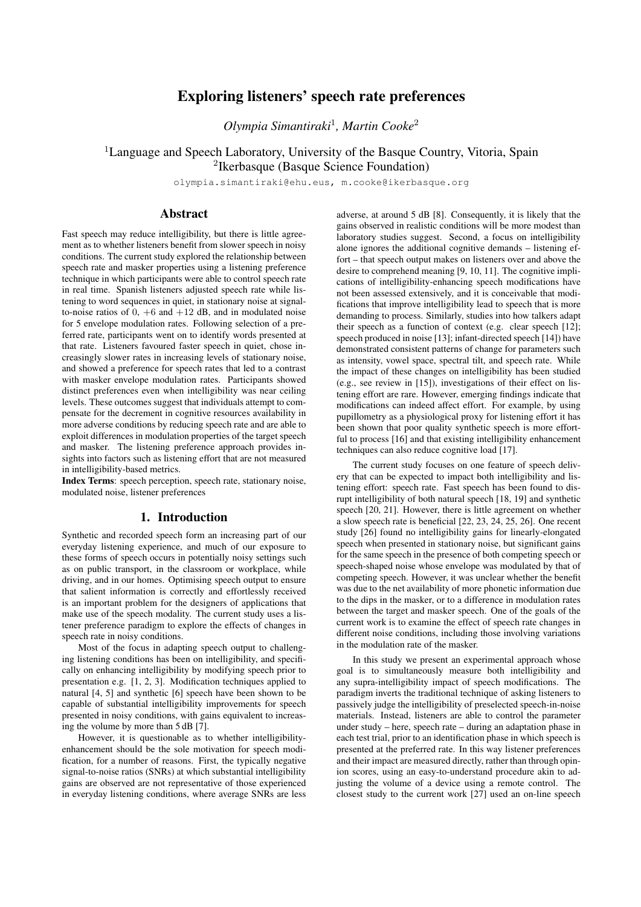# Exploring listeners' speech rate preferences

*Olympia Simantiraki*[1], *Martin Cooke*[2]

[1]Language and Speech Laboratory, University of the Basque Country, Vitoria, Spain
[2]Ikerbasque (Basque Science Foundation)

olympia.simantiraki@ehu.eus, m.cooke@ikerbasque.org

## Abstract

Fast speech may reduce intelligibility, but there is little agreement as to whether listeners benefit from slower speech in noisy conditions. The current study explored the relationship between speech rate and masker properties using a listening preference technique in which participants were able to control speech rate in real time. Spanish listeners adjusted speech rate while listening to word sequences in quiet, in stationary noise at signal-to-noise ratios of 0, +6 and +12 dB, and in modulated noise for 5 envelope modulation rates. Following selection of a preferred rate, participants went on to identify words presented at that rate. Listeners favoured faster speech in quiet, chose increasingly slower rates in increasing levels of stationary noise, and showed a preference for speech rates that led to a contrast with masker envelope modulation rates. Participants showed distinct preferences even when intelligibility was near ceiling levels. These outcomes suggest that individuals attempt to compensate for the decrement in cognitive resources availability in more adverse conditions by reducing speech rate and are able to exploit differences in modulation properties of the target speech and masker. The listening preference approach provides insights into factors such as listening effort that are not measured in intelligibility-based metrics.

**Index Terms**: speech perception, speech rate, stationary noise, modulated noise, listener preferences

## 1. Introduction

Synthetic and recorded speech form an increasing part of our everyday listening experience, and much of our exposure to these forms of speech occurs in potentially noisy settings such as on public transport, in the classroom or workplace, while driving, and in our homes. Optimising speech output to ensure that salient information is correctly and effortlessly received is an important problem for the designers of applications that make use of the speech modality. The current study uses a listener preference paradigm to explore the effects of changes in speech rate in noisy conditions.

Most of the focus in adapting speech output to challenging listening conditions has been on intelligibility, and specifically on enhancing intelligibility by modifying speech prior to presentation e.g. [1, 2, 3]. Modification techniques applied to natural [4, 5] and synthetic [6] speech have been shown to be capable of substantial intelligibility improvements for speech presented in noisy conditions, with gains equivalent to increasing the volume by more than 5 dB [7].

However, it is questionable as to whether intelligibility-enhancement should be the sole motivation for speech modification, for a number of reasons. First, the typically negative signal-to-noise ratios (SNRs) at which substantial intelligibility gains are observed are not representative of those experienced in everyday listening conditions, where average SNRs are less adverse, at around 5 dB [8]. Consequently, it is likely that the gains observed in realistic conditions will be more modest than laboratory studies suggest. Second, a focus on intelligibility alone ignores the additional cognitive demands – listening effort – that speech output makes on listeners over and above the desire to comprehend meaning [9, 10, 11]. The cognitive implications of intelligibility-enhancing speech modifications have not been assessed extensively, and it is conceivable that modifications that improve intelligibility lead to speech that is more demanding to process. Similarly, studies into how talkers adapt their speech as a function of context (e.g. clear speech [12]; speech produced in noise [13]; infant-directed speech [14]) have demonstrated consistent patterns of change for parameters such as intensity, vowel space, spectral tilt, and speech rate. While the impact of these changes on intelligibility has been studied (e.g., see review in [15]), investigations of their effect on listening effort are rare. However, emerging findings indicate that modifications can indeed affect effort. For example, by using pupillometry as a physiological proxy for listening effort it has been shown that poor quality synthetic speech is more effortful to process [16] and that existing intelligibility enhancement techniques can also reduce cognitive load [17].

The current study focuses on one feature of speech delivery that can be expected to impact both intelligibility and listening effort: speech rate. Fast speech has been found to disrupt intelligibility of both natural speech [18, 19] and synthetic speech [20, 21]. However, there is little agreement on whether a slow speech rate is beneficial [22, 23, 24, 25, 26]. One recent study [26] found no intelligibility gains for linearly-elongated speech when presented in stationary noise, but significant gains for the same speech in the presence of both competing speech or speech-shaped noise whose envelope was modulated by that of competing speech. However, it was unclear whether the benefit was due to the net availability of more phonetic information due to the dips in the masker, or to a difference in modulation rates between the target and masker speech. One of the goals of the current work is to examine the effect of speech rate changes in different noise conditions, including those involving variations in the modulation rate of the masker.

In this study we present an experimental approach whose goal is to simultaneously measure both intelligibility and any supra-intelligibility impact of speech modifications. The paradigm inverts the traditional technique of asking listeners to passively judge the intelligibility of preselected speech-in-noise materials. Instead, listeners are able to control the parameter under study – here, speech rate – during an adaptation phase in each test trial, prior to an identification phase in which speech is presented at the preferred rate. In this way listener preferences and their impact are measured directly, rather than through opinion scores, using an easy-to-understand procedure akin to adjusting the volume of a device using a remote control. The closest study to the current work [27] used an on-line speech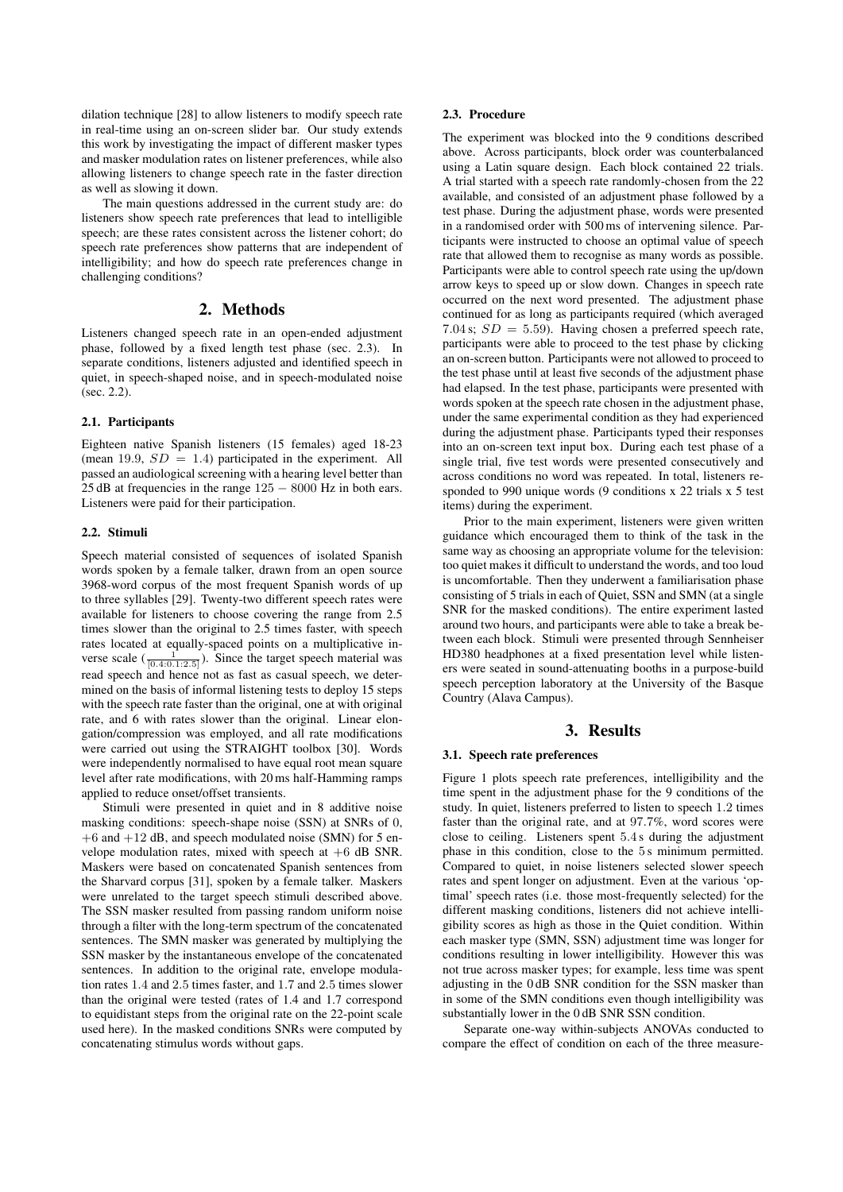dilation technique [28] to allow listeners to modify speech rate in real-time using an on-screen slider bar. Our study extends this work by investigating the impact of different masker types and masker modulation rates on listener preferences, while also allowing listeners to change speech rate in the faster direction as well as slowing it down.

The main questions addressed in the current study are: do listeners show speech rate preferences that lead to intelligible speech; are these rates consistent across the listener cohort; do speech rate preferences show patterns that are independent of intelligibility; and how do speech rate preferences change in challenging conditions?

## 2. Methods

Listeners changed speech rate in an open-ended adjustment phase, followed by a fixed length test phase (sec. 2.3). In separate conditions, listeners adjusted and identified speech in quiet, in speech-shaped noise, and in speech-modulated noise (sec. 2.2).

### 2.1. Participants

Eighteen native Spanish listeners (15 females) aged 18-23 (mean 19.9, $SD = 1.4$) participated in the experiment. All passed an audiological screening with a hearing level better than 25 dB at frequencies in the range $125 - 8000$ Hz in both ears. Listeners were paid for their participation.

### 2.2. Stimuli

Speech material consisted of sequences of isolated Spanish words spoken by a female talker, drawn from an open source 3968-word corpus of the most frequent Spanish words of up to three syllables [29]. Twenty-two different speech rates were available for listeners to choose covering the range from 2.5 times slower than the original to 2.5 times faster, with speech rates located at equally-spaced points on a multiplicative inverse scale ($\frac{1}{[0.4:0.1:2.5]}$). Since the target speech material was read speech and hence not as fast as casual speech, we determined on the basis of informal listening tests to deploy 15 steps with the speech rate faster than the original, one at with original rate, and 6 with rates slower than the original. Linear elongation/compression was employed, and all rate modifications were carried out using the STRAIGHT toolbox [30]. Words were independently normalised to have equal root mean square level after rate modifications, with 20 ms half-Hamming ramps applied to reduce onset/offset transients.

Stimuli were presented in quiet and in 8 additive noise masking conditions: speech-shape noise (SSN) at SNRs of 0, +6 and +12 dB, and speech modulated noise (SMN) for 5 envelope modulation rates, mixed with speech at +6 dB SNR. Maskers were based on concatenated Spanish sentences from the Sharvard corpus [31], spoken by a female talker. Maskers were unrelated to the target speech stimuli described above. The SSN masker resulted from passing random uniform noise through a filter with the long-term spectrum of the concatenated sentences. The SMN masker was generated by multiplying the SSN masker by the instantaneous envelope of the concatenated sentences. In addition to the original rate, envelope modulation rates 1.4 and 2.5 times faster, and 1.7 and 2.5 times slower than the original were tested (rates of 1.4 and 1.7 correspond to equidistant steps from the original rate on the 22-point scale used here). In the masked conditions SNRs were computed by concatenating stimulus words without gaps.

### 2.3. Procedure

The experiment was blocked into the 9 conditions described above. Across participants, block order was counterbalanced using a Latin square design. Each block contained 22 trials. A trial started with a speech rate randomly-chosen from the 22 available, and consisted of an adjustment phase followed by a test phase. During the adjustment phase, words were presented in a randomised order with 500 ms of intervening silence. Participants were instructed to choose an optimal value of speech rate that allowed them to recognise as many words as possible. Participants were able to control speech rate using the up/down arrow keys to speed up or slow down. Changes in speech rate occurred on the next word presented. The adjustment phase continued for as long as participants required (which averaged 7.04 s; $SD = 5.59$). Having chosen a preferred speech rate, participants were able to proceed to the test phase by clicking an on-screen button. Participants were not allowed to proceed to the test phase until at least five seconds of the adjustment phase had elapsed. In the test phase, participants were presented with words spoken at the speech rate chosen in the adjustment phase, under the same experimental condition as they had experienced during the adjustment phase. Participants typed their responses into an on-screen text input box. During each test phase of a single trial, five test words were presented consecutively and across conditions no word was repeated. In total, listeners responded to 990 unique words (9 conditions x 22 trials x 5 test items) during the experiment.

Prior to the main experiment, listeners were given written guidance which encouraged them to think of the task in the same way as choosing an appropriate volume for the television: too quiet makes it difficult to understand the words, and too loud is uncomfortable. Then they underwent a familiarisation phase consisting of 5 trials in each of Quiet, SSN and SMN (at a single SNR for the masked conditions). The entire experiment lasted around two hours, and participants were able to take a break between each block. Stimuli were presented through Sennheiser HD380 headphones at a fixed presentation level while listeners were seated in sound-attenuating booths in a purpose-build speech perception laboratory at the University of the Basque Country (Alava Campus).

## 3. Results

### 3.1. Speech rate preferences

Figure 1 plots speech rate preferences, intelligibility and the time spent in the adjustment phase for the 9 conditions of the study. In quiet, listeners preferred to listen to speech 1.2 times faster than the original rate, and at 97.7%, word scores were close to ceiling. Listeners spent 5.4 s during the adjustment phase in this condition, close to the 5 s minimum permitted. Compared to quiet, in noise listeners selected slower speech rates and spent longer on adjustment. Even at the various 'optimal' speech rates (i.e. those most-frequently selected) for the different masking conditions, listeners did not achieve intelligibility scores as high as those in the Quiet condition. Within each masker type (SMN, SSN) adjustment time was longer for conditions resulting in lower intelligibility. However this was not true across masker types; for example, less time was spent adjusting in the 0 dB SNR condition for the SSN masker than in some of the SMN conditions even though intelligibility was substantially lower in the 0 dB SNR SSN condition.

Separate one-way within-subjects ANOVAs conducted to compare the effect of condition on each of the three measure-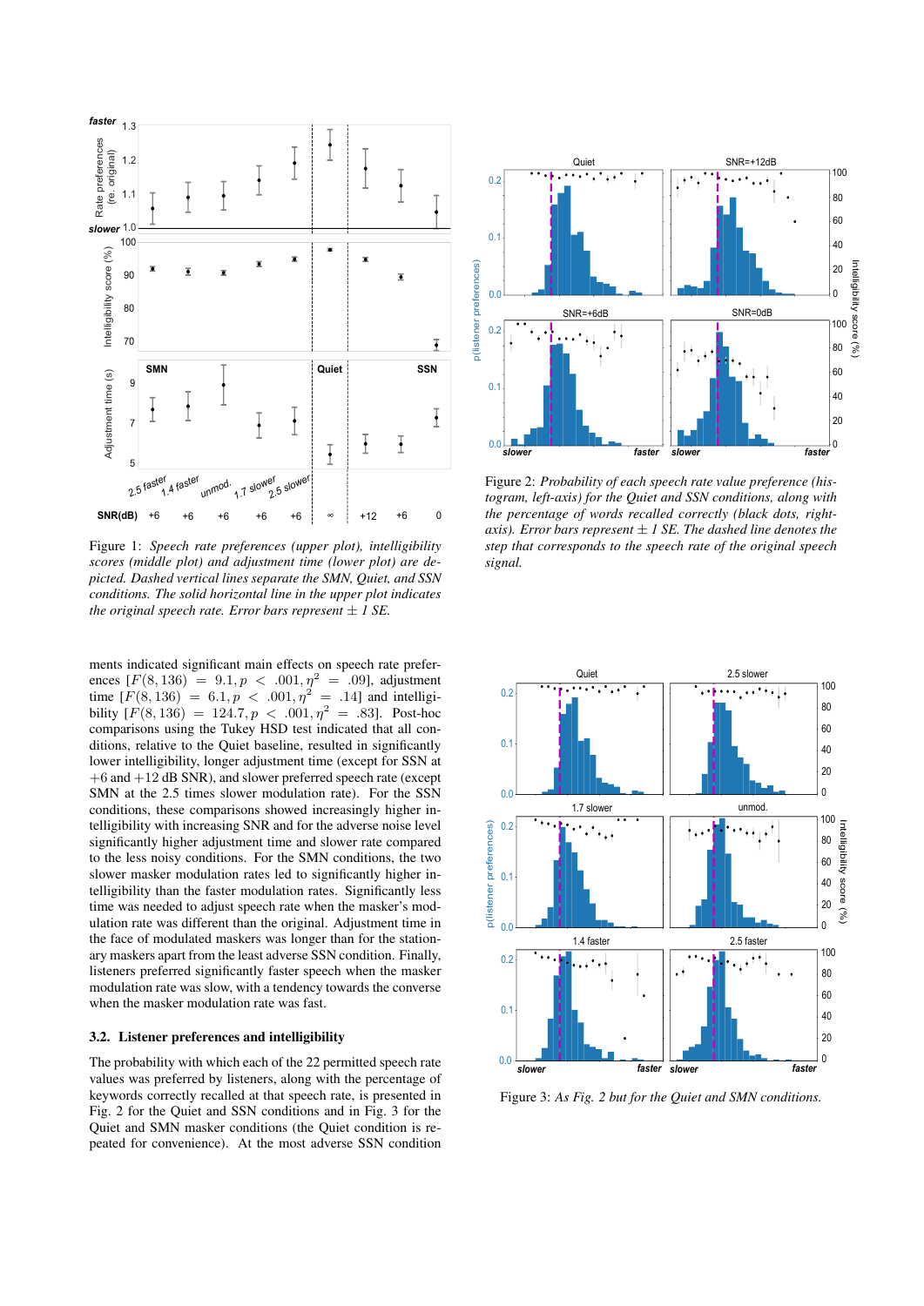Figure 1: *Speech rate preferences (upper plot), intelligibility scores (middle plot) and adjustment time (lower plot) are depicted. Dashed vertical lines separate the SMN, Quiet, and SSN conditions. The solid horizontal line in the upper plot indicates the original speech rate. Error bars represent ± 1 SE.*

Figure 2: *Probability of each speech rate value preference (histogram, left-axis) for the Quiet and SSN conditions, along with the percentage of words recalled correctly (black dots, right-axis). Error bars represent ± 1 SE. The dashed line denotes the step that corresponds to the speech rate of the original speech signal.*

ments indicated significant main effects on speech rate preferences [$F(8, 136) = 9.1, p < .001, \eta^2 = .09$], adjustment time [$F(8, 136) = 6.1, p < .001, \eta^2 = .14$] and intelligibility [$F(8, 136) = 124.7, p < .001, \eta^2 = .83$]. Post-hoc comparisons using the Tukey HSD test indicated that all conditions, relative to the Quiet baseline, resulted in significantly lower intelligibility, longer adjustment time (except for SSN at +6 and +12 dB SNR), and slower preferred speech rate (except SMN at the 2.5 times slower modulation rate). For the SSN conditions, these comparisons showed increasingly higher intelligibility with increasing SNR and for the adverse noise level significantly higher adjustment time and slower rate compared to the less noisy conditions. For the SMN conditions, the two slower masker modulation rates led to significantly higher intelligibility than the faster modulation rates. Significantly less time was needed to adjust speech rate when the masker's modulation rate was different than the original. Adjustment time in the face of modulated maskers was longer than for the stationary maskers apart from the least adverse SSN condition. Finally, listeners preferred significantly faster speech when the masker modulation rate was slow, with a tendency towards the converse when the masker modulation rate was fast.

### 3.2. Listener preferences and intelligibility

The probability with which each of the 22 permitted speech rate values was preferred by listeners, along with the percentage of keywords correctly recalled at that speech rate, is presented in Fig. 2 for the Quiet and SSN conditions and in Fig. 3 for the Quiet and SMN masker conditions (the Quiet condition is repeated for convenience). At the most adverse SSN condition

Figure 3: *As Fig. 2 but for the Quiet and SMN conditions.*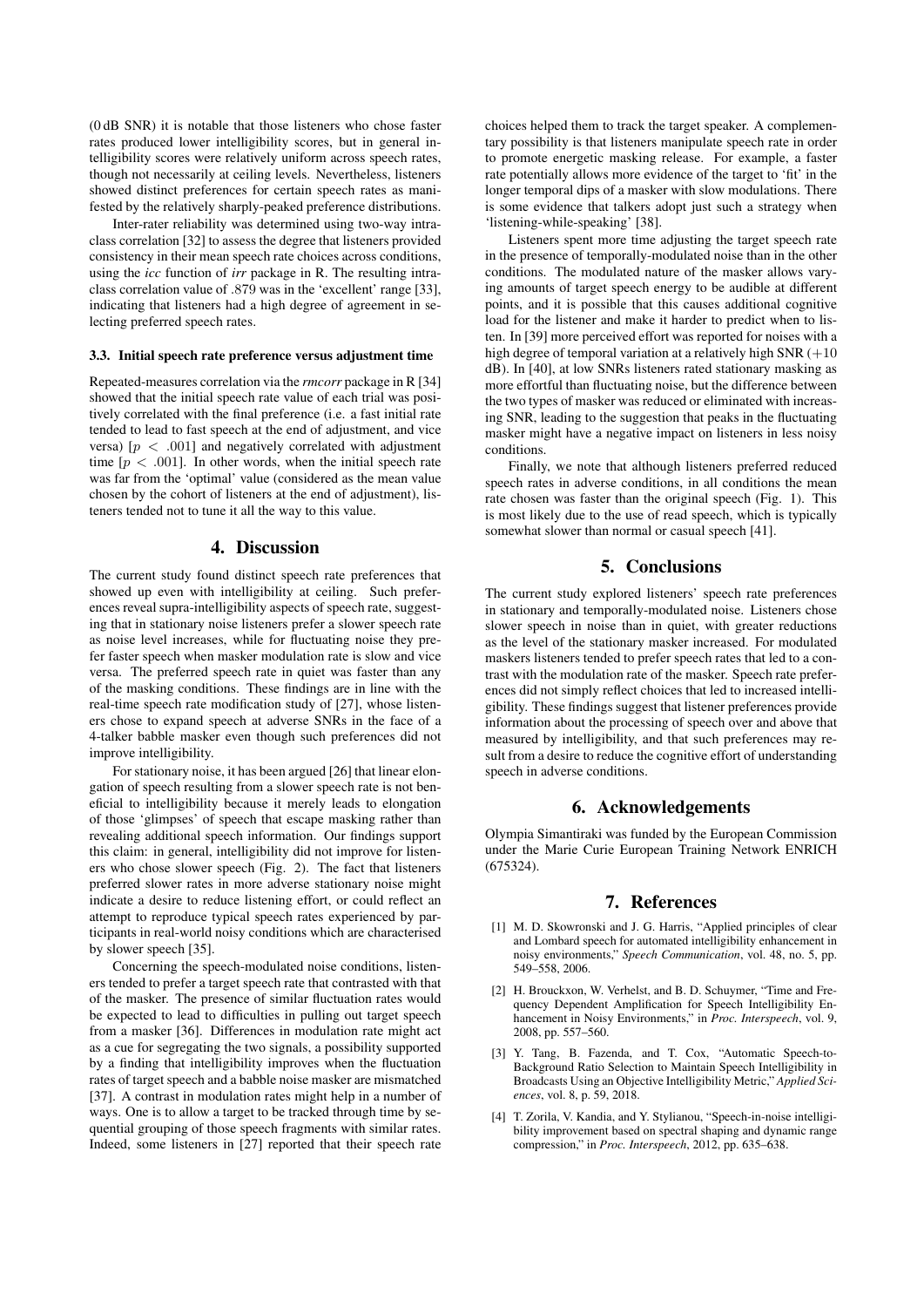(0 dB SNR) it is notable that those listeners who chose faster rates produced lower intelligibility scores, but in general intelligibility scores were relatively uniform across speech rates, though not necessarily at ceiling levels. Nevertheless, listeners showed distinct preferences for certain speech rates as manifested by the relatively sharply-peaked preference distributions.

Inter-rater reliability was determined using two-way intraclass correlation [32] to assess the degree that listeners provided consistency in their mean speech rate choices across conditions, using the *icc* function of *irr* package in R. The resulting intraclass correlation value of .879 was in the 'excellent' range [33], indicating that listeners had a high degree of agreement in selecting preferred speech rates.

### 3.3. Initial speech rate preference versus adjustment time

Repeated-measures correlation via the *rmcorr* package in R [34] showed that the initial speech rate value of each trial was positively correlated with the final preference (i.e. a fast initial rate tended to lead to fast speech at the end of adjustment, and vice versa) [$p < .001$] and negatively correlated with adjustment time [$p < .001$]. In other words, when the initial speech rate was far from the 'optimal' value (considered as the mean value chosen by the cohort of listeners at the end of adjustment), listeners tended not to tune it all the way to this value.

## 4. Discussion

The current study found distinct speech rate preferences that showed up even with intelligibility at ceiling. Such preferences reveal supra-intelligibility aspects of speech rate, suggesting that in stationary noise listeners prefer a slower speech rate as noise level increases, while for fluctuating noise they prefer faster speech when masker modulation rate is slow and vice versa. The preferred speech rate in quiet was faster than any of the masking conditions. These findings are in line with the real-time speech rate modification study of [27], whose listeners chose to expand speech at adverse SNRs in the face of a 4-talker babble masker even though such preferences did not improve intelligibility.

For stationary noise, it has been argued [26] that linear elongation of speech resulting from a slower speech rate is not beneficial to intelligibility because it merely leads to elongation of those 'glimpses' of speech that escape masking rather than revealing additional speech information. Our findings support this claim: in general, intelligibility did not improve for listeners who chose slower speech (Fig. 2). The fact that listeners preferred slower rates in more adverse stationary noise might indicate a desire to reduce listening effort, or could reflect an attempt to reproduce typical speech rates experienced by participants in real-world noisy conditions which are characterised by slower speech [35].

Concerning the speech-modulated noise conditions, listeners tended to prefer a target speech rate that contrasted with that of the masker. The presence of similar fluctuation rates would be expected to lead to difficulties in pulling out target speech from a masker [36]. Differences in modulation rate might act as a cue for segregating the two signals, a possibility supported by a finding that intelligibility improves when the fluctuation rates of target speech and a babble noise masker are mismatched [37]. A contrast in modulation rates might help in a number of ways. One is to allow a target to be tracked through time by sequential grouping of those speech fragments with similar rates. Indeed, some listeners in [27] reported that their speech rate choices helped them to track the target speaker. A complementary possibility is that listeners manipulate speech rate in order to promote energetic masking release. For example, a faster rate potentially allows more evidence of the target to 'fit' in the longer temporal dips of a masker with slow modulations. There is some evidence that talkers adopt just such a strategy when 'listening-while-speaking' [38].

Listeners spent more time adjusting the target speech rate in the presence of temporally-modulated noise than in the other conditions. The modulated nature of the masker allows varying amounts of target speech energy to be audible at different points, and it is possible that this causes additional cognitive load for the listener and make it harder to predict when to listen. In [39] more perceived effort was reported for noises with a high degree of temporal variation at a relatively high SNR (+10 dB). In [40], at low SNRs listeners rated stationary masking as more effortful than fluctuating noise, but the difference between the two types of masker was reduced or eliminated with increasing SNR, leading to the suggestion that peaks in the fluctuating masker might have a negative impact on listeners in less noisy conditions.

Finally, we note that although listeners preferred reduced speech rates in adverse conditions, in all conditions the mean rate chosen was faster than the original speech (Fig. 1). This is most likely due to the use of read speech, which is typically somewhat slower than normal or casual speech [41].

## 5. Conclusions

The current study explored listeners' speech rate preferences in stationary and temporally-modulated noise. Listeners chose slower speech in noise than in quiet, with greater reductions as the level of the stationary masker increased. For modulated maskers listeners tended to prefer speech rates that led to a contrast with the modulation rate of the masker. Speech rate preferences did not simply reflect choices that led to increased intelligibility. These findings suggest that listener preferences provide information about the processing of speech over and above that measured by intelligibility, and that such preferences may result from a desire to reduce the cognitive effort of understanding speech in adverse conditions.

## 6. Acknowledgements

Olympia Simantiraki was funded by the European Commission under the Marie Curie European Training Network ENRICH (675324).

## 7. References

[1] M. D. Skowronski and J. G. Harris, "Applied principles of clear and Lombard speech for automated intelligibility enhancement in noisy environments," *Speech Communication*, vol. 48, no. 5, pp. 549–558, 2006.

[2] H. Brouckxon, W. Verhelst, and B. D. Schuymer, "Time and Frequency Dependent Amplification for Speech Intelligibility Enhancement in Noisy Environments," in *Proc. Interspeech*, vol. 9, 2008, pp. 557–560.

[3] Y. Tang, B. Fazenda, and T. Cox, "Automatic Speech-to-Background Ratio Selection to Maintain Speech Intelligibility in Broadcasts Using an Objective Intelligibility Metric," *Applied Sciences*, vol. 8, p. 59, 2018.

[4] T. Zorila, V. Kandia, and Y. Stylianou, "Speech-in-noise intelligibility improvement based on spectral shaping and dynamic range compression," in *Proc. Interspeech*, 2012, pp. 635–638.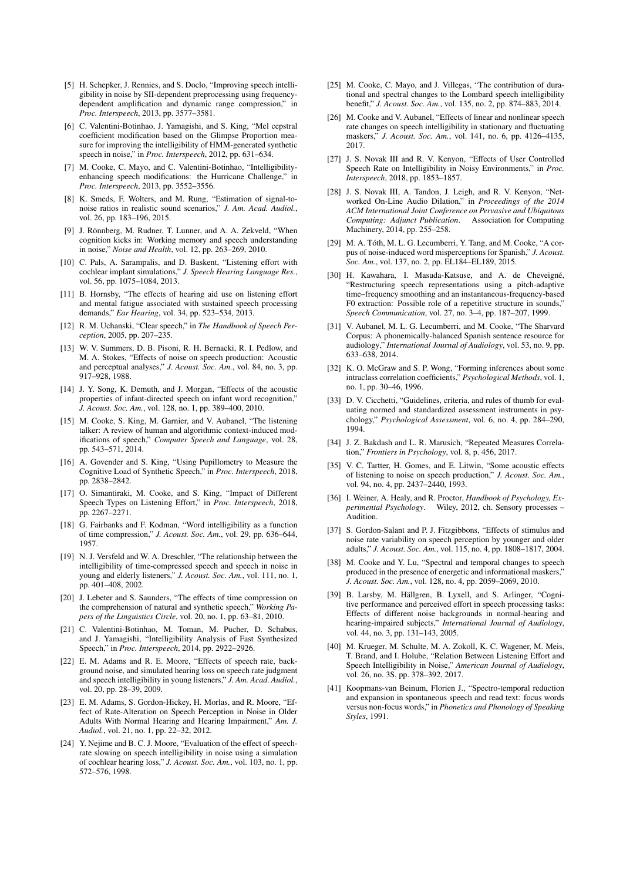[5] H. Schepker, J. Rennies, and S. Doclo, "Improving speech intelligibility in noise by SII-dependent preprocessing using frequency-dependent amplification and dynamic range compression," in *Proc. Interspeech*, 2013, pp. 3577–3581.

[6] C. Valentini-Botinhao, J. Yamagishi, and S. King, "Mel cepstral coefficient modification based on the Glimpse Proportion measure for improving the intelligibility of HMM-generated synthetic speech in noise," in *Proc. Interspeech*, 2012, pp. 631–634.

[7] M. Cooke, C. Mayo, and C. Valentini-Botinhao, "Intelligibility-enhancing speech modifications: the Hurricane Challenge," in *Proc. Interspeech*, 2013, pp. 3552–3556.

[8] K. Smeds, F. Wolters, and M. Rung, "Estimation of signal-to-noise ratios in realistic sound scenarios," *J. Am. Acad. Audiol.*, vol. 26, pp. 183–196, 2015.

[9] J. Rönnberg, M. Rudner, T. Lunner, and A. A. Zekveld, "When cognition kicks in: Working memory and speech understanding in noise," *Noise and Health*, vol. 12, pp. 263–269, 2010.

[10] C. Pals, A. Sarampalis, and D. Baskent, "Listening effort with cochlear implant simulations," *J. Speech Hearing Language Res.*, vol. 56, pp. 1075–1084, 2013.

[11] B. Hornsby, "The effects of hearing aid use on listening effort and mental fatigue associated with sustained speech processing demands," *Ear Hearing*, vol. 34, pp. 523–534, 2013.

[12] R. M. Uchanski, "Clear speech," in *The Handbook of Speech Perception*, 2005, pp. 207–235.

[13] W. V. Summers, D. B. Pisoni, R. H. Bernacki, R. I. Pedlow, and M. A. Stokes, "Effects of noise on speech production: Acoustic and perceptual analyses," *J. Acoust. Soc. Am.*, vol. 84, no. 3, pp. 917–928, 1988.

[14] J. Y. Song, K. Demuth, and J. Morgan, "Effects of the acoustic properties of infant-directed speech on infant word recognition," *J. Acoust. Soc. Am.*, vol. 128, no. 1, pp. 389–400, 2010.

[15] M. Cooke, S. King, M. Garnier, and V. Aubanel, "The listening talker: A review of human and algorithmic context-induced modifications of speech," *Computer Speech and Language*, vol. 28, pp. 543–571, 2014.

[16] A. Govender and S. King, "Using Pupillometry to Measure the Cognitive Load of Synthetic Speech," in *Proc. Interspeech*, 2018, pp. 2838–2842.

[17] O. Simantiraki, M. Cooke, and S. King, "Impact of Different Speech Types on Listening Effort," in *Proc. Interspeech*, 2018, pp. 2267–2271.

[18] G. Fairbanks and F. Kodman, "Word intelligibility as a function of time compression," *J. Acoust. Soc. Am.*, vol. 29, pp. 636–644, 1957.

[19] N. J. Versfeld and W. A. Dreschler, "The relationship between the intelligibility of time-compressed speech and speech in noise in young and elderly listeners," *J. Acoust. Soc. Am.*, vol. 111, no. 1, pp. 401–408, 2002.

[20] J. Lebeter and S. Saunders, "The effects of time compression on the comprehension of natural and synthetic speech," *Working Papers of the Linguistics Circle*, vol. 20, no. 1, pp. 63–81, 2010.

[21] C. Valentini-Botinhao, M. Toman, M. Pucher, D. Schabus, and J. Yamagishi, "Intelligibility Analysis of Fast Synthesized Speech," in *Proc. Interspeech*, 2014, pp. 2922–2926.

[22] E. M. Adams and R. E. Moore, "Effects of speech rate, background noise, and simulated hearing loss on speech rate judgment and speech intelligibility in young listeners," *J. Am. Acad. Audiol.*, vol. 20, pp. 28–39, 2009.

[23] E. M. Adams, S. Gordon-Hickey, H. Morlas, and R. Moore, "Effect of Rate-Alteration on Speech Perception in Noise in Older Adults With Normal Hearing and Hearing Impairment," *Am. J. Audiol.*, vol. 21, no. 1, pp. 22–32, 2012.

[24] Y. Nejime and B. C. J. Moore, "Evaluation of the effect of speech-rate slowing on speech intelligibility in noise using a simulation of cochlear hearing loss," *J. Acoust. Soc. Am.*, vol. 103, no. 1, pp. 572–576, 1998.

[25] M. Cooke, C. Mayo, and J. Villegas, "The contribution of durational and spectral changes to the Lombard speech intelligibility benefit," *J. Acoust. Soc. Am.*, vol. 135, no. 2, pp. 874–883, 2014.

[26] M. Cooke and V. Aubanel, "Effects of linear and nonlinear speech rate changes on speech intelligibility in stationary and fluctuating maskers," *J. Acoust. Soc. Am.*, vol. 141, no. 6, pp. 4126–4135, 2017.

[27] J. S. Novak III and R. V. Kenyon, "Effects of User Controlled Speech Rate on Intelligibility in Noisy Environments," in *Proc. Interspeech*, 2018, pp. 1853–1857.

[28] J. S. Novak III, A. Tandon, J. Leigh, and R. V. Kenyon, "Networked On-Line Audio Dilation," in *Proceedings of the 2014 ACM International Joint Conference on Pervasive and Ubiquitous Computing: Adjunct Publication*. Association for Computing Machinery, 2014, pp. 255–258.

[29] M. A. Tóth, M. L. G. Lecumberri, Y. Tang, and M. Cooke, "A corpus of noise-induced word misperceptions for Spanish," *J. Acoust. Soc. Am.*, vol. 137, no. 2, pp. EL184–EL189, 2015.

[30] H. Kawahara, I. Masuda-Katsuse, and A. de Cheveigné, "Restructuring speech representations using a pitch-adaptive time–frequency smoothing and an instantaneous-frequency-based F0 extraction: Possible role of a repetitive structure in sounds," *Speech Communication*, vol. 27, no. 3–4, pp. 187–207, 1999.

[31] V. Aubanel, M. L. G. Lecumberri, and M. Cooke, "The Sharvard Corpus: A phonemically-balanced Spanish sentence resource for audiology," *International Journal of Audiology*, vol. 53, no. 9, pp. 633–638, 2014.

[32] K. O. McGraw and S. P. Wong, "Forming inferences about some intraclass correlation coefficients," *Psychological Methods*, vol. 1, no. 1, pp. 30–46, 1996.

[33] D. V. Cicchetti, "Guidelines, criteria, and rules of thumb for evaluating normed and standardized assessment instruments in psychology," *Psychological Assessment*, vol. 6, no. 4, pp. 284–290, 1994.

[34] J. Z. Bakdash and L. R. Marusich, "Repeated Measures Correlation," *Frontiers in Psychology*, vol. 8, p. 456, 2017.

[35] V. C. Tartter, H. Gomes, and E. Litwin, "Some acoustic effects of listening to noise on speech production," *J. Acoust. Soc. Am.*, vol. 94, no. 4, pp. 2437–2440, 1993.

[36] I. Weiner, A. Healy, and R. Proctor, *Handbook of Psychology, Experimental Psychology*. Wiley, 2012, ch. Sensory processes – Audition.

[37] S. Gordon-Salant and P. J. Fitzgibbons, "Effects of stimulus and noise rate variability on speech perception by younger and older adults," *J. Acoust. Soc. Am.*, vol. 115, no. 4, pp. 1808–1817, 2004.

[38] M. Cooke and Y. Lu, "Spectral and temporal changes to speech produced in the presence of energetic and informational maskers," *J. Acoust. Soc. Am.*, vol. 128, no. 4, pp. 2059–2069, 2010.

[39] B. Larsby, M. Hällgren, B. Lyxell, and S. Arlinger, "Cognitive performance and perceived effort in speech processing tasks: Effects of different noise backgrounds in normal-hearing and hearing-impaired subjects," *International Journal of Audiology*, vol. 44, no. 3, pp. 131–143, 2005.

[40] M. Krueger, M. Schulte, M. A. Zokoll, K. C. Wagener, M. Meis, T. Brand, and I. Holube, "Relation Between Listening Effort and Speech Intelligibility in Noise," *American Journal of Audiology*, vol. 26, no. 3S, pp. 378–392, 2017.

[41] Koopmans-van Beinum, Florien J., "Spectro-temporal reduction and expansion in spontaneous speech and read text: focus words versus non-focus words," in *Phonetics and Phonology of Speaking Styles*, 1991.